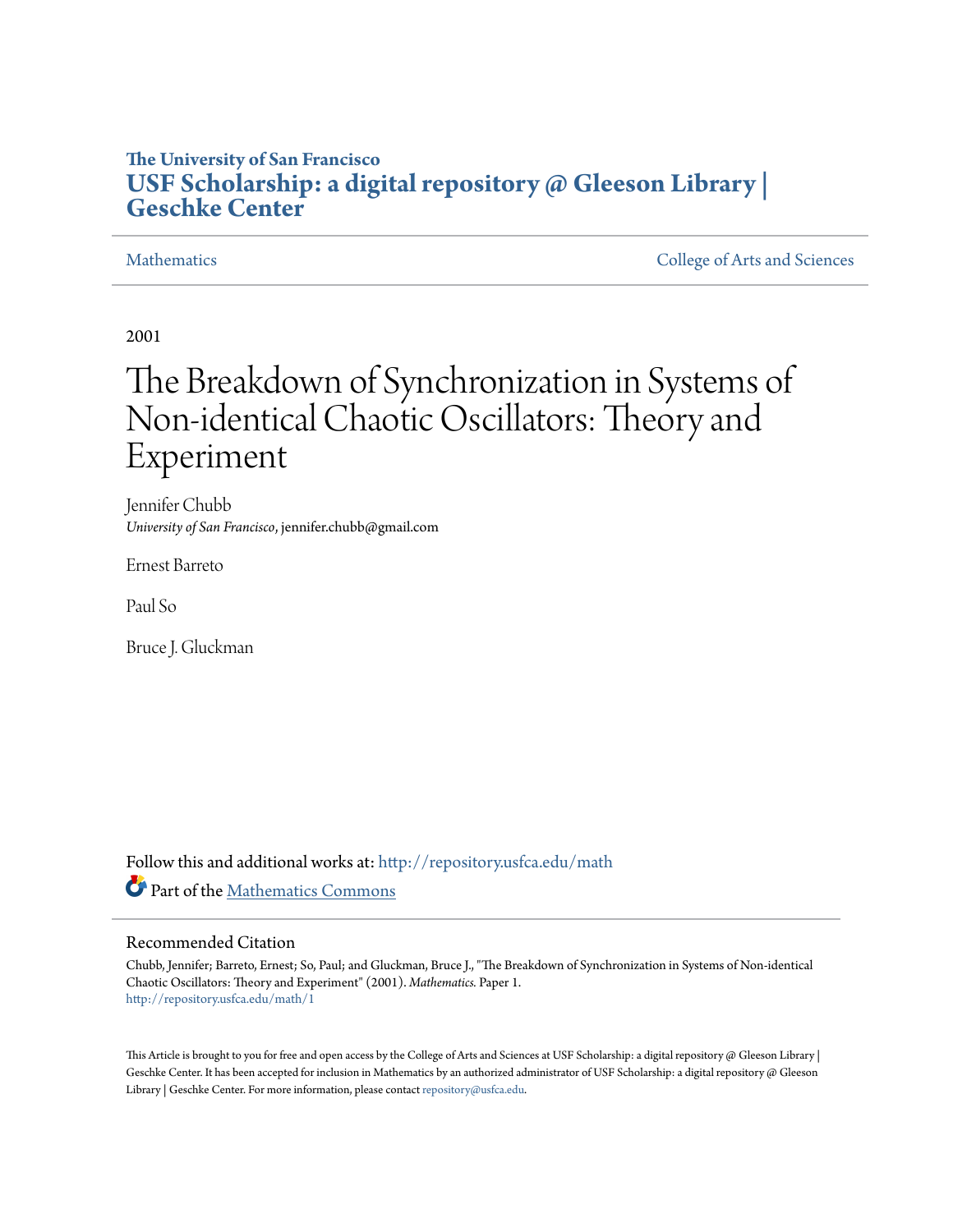The University of San Francisco

**USF Scholarship: a digital repository @ Gleeson Library | Geschke Center**

Mathematics | College of Arts and Sciences

2001

# The Breakdown of Synchronization in Systems of Non-identical Chaotic Oscillators: Theory and Experiment

Jennifer Chubb
*University of San Francisco*, jennifer.chubb@gmail.com

Ernest Barreto

Paul So

Bruce J. Gluckman

Follow this and additional works at: http://repository.usfca.edu/math

Part of the Mathematics Commons

## Recommended Citation

Chubb, Jennifer; Barreto, Ernest; So, Paul; and Gluckman, Bruce J., "The Breakdown of Synchronization in Systems of Non-identical Chaotic Oscillators: Theory and Experiment" (2001). *Mathematics.* Paper 1.
http://repository.usfca.edu/math/1

This Article is brought to you for free and open access by the College of Arts and Sciences at USF Scholarship: a digital repository @ Gleeson Library | Geschke Center. It has been accepted for inclusion in Mathematics by an authorized administrator of USF Scholarship: a digital repository @ Gleeson Library | Geschke Center. For more information, please contact repository@usfca.edu.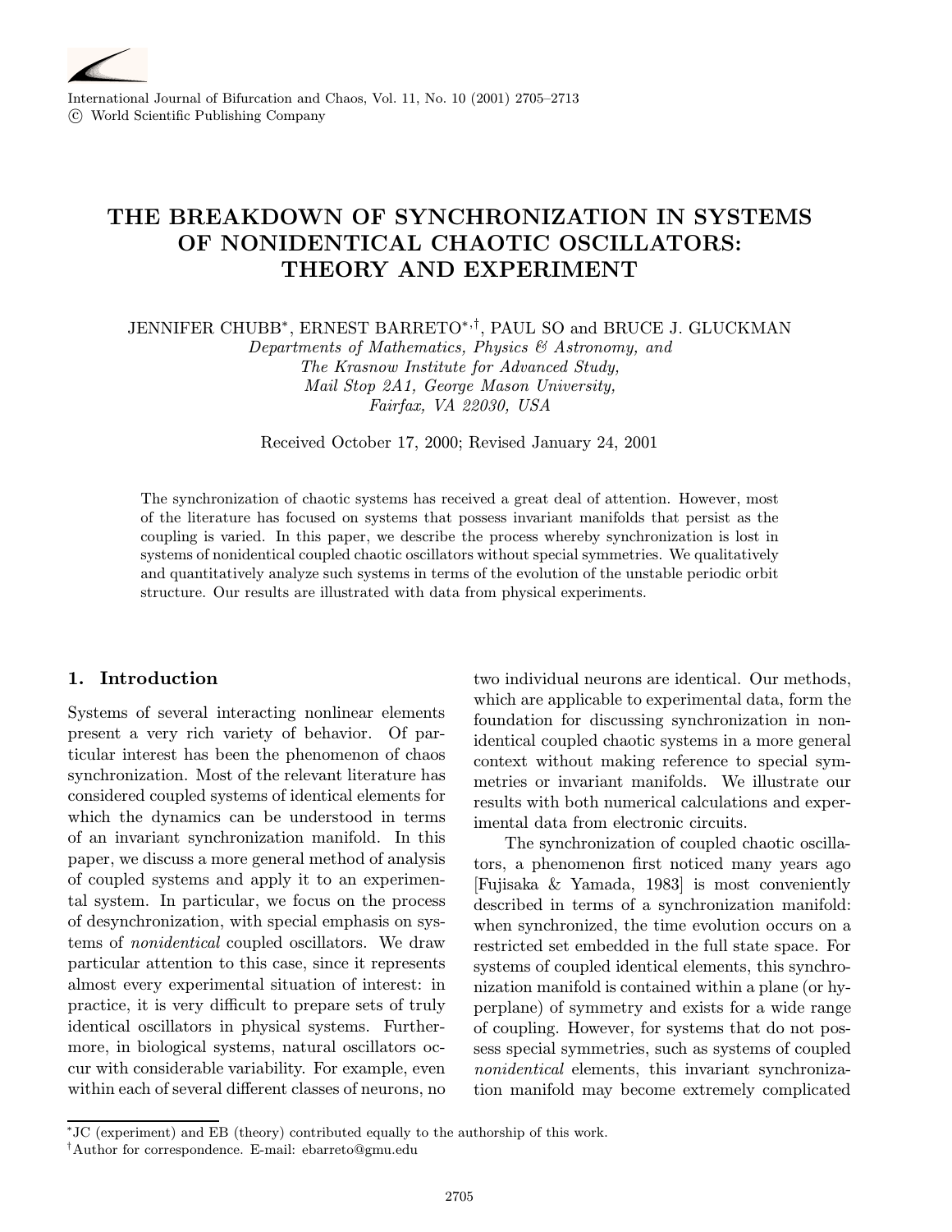# THE BREAKDOWN OF SYNCHRONIZATION IN SYSTEMS OF NONIDENTICAL CHAOTIC OSCILLATORS: THEORY AND EXPERIMENT

JENNIFER CHUBB[*], ERNEST BARRETO[*,†], PAUL SO and BRUCE J. GLUCKMAN

*Departments of Mathematics, Physics & Astronomy, and*
*The Krasnow Institute for Advanced Study,*
*Mail Stop 2A1, George Mason University,*
*Fairfax, VA 22030, USA*

Received October 17, 2000; Revised January 24, 2001

The synchronization of chaotic systems has received a great deal of attention. However, most of the literature has focused on systems that possess invariant manifolds that persist as the coupling is varied. In this paper, we describe the process whereby synchronization is lost in systems of nonidentical coupled chaotic oscillators without special symmetries. We qualitatively and quantitatively analyze such systems in terms of the evolution of the unstable periodic orbit structure. Our results are illustrated with data from physical experiments.

## 1. Introduction

Systems of several interacting nonlinear elements present a very rich variety of behavior. Of particular interest has been the phenomenon of chaos synchronization. Most of the relevant literature has considered coupled systems of identical elements for which the dynamics can be understood in terms of an invariant synchronization manifold. In this paper, we discuss a more general method of analysis of coupled systems and apply it to an experimental system. In particular, we focus on the process of desynchronization, with special emphasis on systems of *nonidentical* coupled oscillators. We draw particular attention to this case, since it represents almost every experimental situation of interest: in practice, it is very difficult to prepare sets of truly identical oscillators in physical systems. Furthermore, in biological systems, natural oscillators occur with considerable variability. For example, even within each of several different classes of neurons, no two individual neurons are identical. Our methods, which are applicable to experimental data, form the foundation for discussing synchronization in nonidentical coupled chaotic systems in a more general context without making reference to special symmetries or invariant manifolds. We illustrate our results with both numerical calculations and experimental data from electronic circuits.

The synchronization of coupled chaotic oscillators, a phenomenon first noticed many years ago [Fujisaka & Yamada, 1983] is most conveniently described in terms of a synchronization manifold: when synchronized, the time evolution occurs on a restricted set embedded in the full state space. For systems of coupled identical elements, this synchronization manifold is contained within a plane (or hyperplane) of symmetry and exists for a wide range of coupling. However, for systems that do not possess special symmetries, such as systems of coupled *nonidentical* elements, this invariant synchronization manifold may become extremely complicated

[*]JC (experiment) and EB (theory) contributed equally to the authorship of this work.
[†]Author for correspondence. E-mail: ebarreto@gmu.edu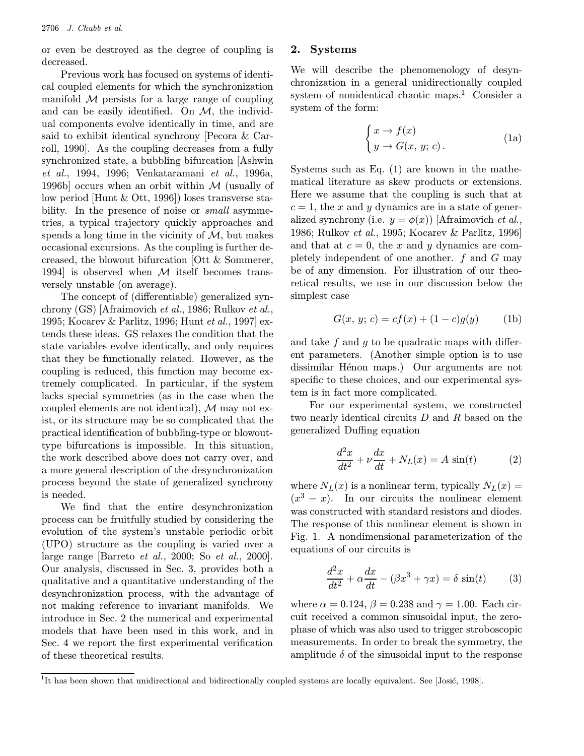or even be destroyed as the degree of coupling is decreased.

Previous work has focused on systems of identical coupled elements for which the synchronization manifold $\mathcal{M}$ persists for a large range of coupling and can be easily identified. On $\mathcal{M}$, the individual components evolve identically in time, and are said to exhibit identical synchrony [Pecora & Carroll, 1990]. As the coupling decreases from a fully synchronized state, a bubbling bifurcation [Ashwin *et al.*, 1994, 1996; Venkataramani *et al.*, 1996a, 1996b] occurs when an orbit within $\mathcal{M}$ (usually of low period [Hunt & Ott, 1996]) loses transverse stability. In the presence of noise or *small* asymmetries, a typical trajectory quickly approaches and spends a long time in the vicinity of $\mathcal{M}$, but makes occasional excursions. As the coupling is further decreased, the blowout bifurcation [Ott & Sommerer, 1994] is observed when $\mathcal{M}$ itself becomes transversely unstable (on average).

The concept of (differentiable) generalized synchrony (GS) [Afraimovich *et al.*, 1986; Rulkov *et al.*, 1995; Kocarev & Parlitz, 1996; Hunt *et al.*, 1997] extends these ideas. GS relaxes the condition that the state variables evolve identically, and only requires that they be functionally related. However, as the coupling is reduced, this function may become extremely complicated. In particular, if the system lacks special symmetries (as in the case when the coupled elements are not identical), $\mathcal{M}$ may not exist, or its structure may be so complicated that the practical identification of bubbling-type or blowout-type bifurcations is impossible. In this situation, the work described above does not carry over, and a more general description of the desynchronization process beyond the state of generalized synchrony is needed.

We find that the entire desynchronization process can be fruitfully studied by considering the evolution of the system's unstable periodic orbit (UPO) structure as the coupling is varied over a large range [Barreto *et al.*, 2000; So *et al.*, 2000]. Our analysis, discussed in Sec. 3, provides both a qualitative and a quantitative understanding of the desynchronization process, with the advantage of not making reference to invariant manifolds. We introduce in Sec. 2 the numerical and experimental models that have been used in this work, and in Sec. 4 we report the first experimental verification of these theoretical results.

## 2. Systems

We will describe the phenomenology of desynchronization in a general unidirectionally coupled system of nonidentical chaotic maps.[1] Consider a system of the form:

$$\begin{cases} x \to f(x) \\ y \to G(x,\, y;\, c)\,. \end{cases} \tag{1a}$$

Systems such as Eq. (1) are known in the mathematical literature as skew products or extensions. Here we assume that the coupling is such that at $c = 1$, the $x$ and $y$ dynamics are in a state of generalized synchrony (i.e. $y = \phi(x)$) [Afraimovich *et al.*, 1986; Rulkov *et al.*, 1995; Kocarev & Parlitz, 1996] and that at $c = 0$, the $x$ and $y$ dynamics are completely independent of one another. $f$ and $G$ may be of any dimension. For illustration of our theoretical results, we use in our discussion below the simplest case

$$G(x,\, y;\, c) = cf(x) + (1 - c)g(y) \tag{1b}$$

and take $f$ and $g$ to be quadratic maps with different parameters. (Another simple option is to use dissimilar Hénon maps.) Our arguments are not specific to these choices, and our experimental system is in fact more complicated.

For our experimental system, we constructed two nearly identical circuits $D$ and $R$ based on the generalized Duffing equation

$$\frac{d^2x}{dt^2} + \nu\frac{dx}{dt} + N_L(x) = A\,\sin(t) \tag{2}$$

where $N_L(x)$ is a nonlinear term, typically $N_L(x) = (x^3 - x)$. In our circuits the nonlinear element was constructed with standard resistors and diodes. The response of this nonlinear element is shown in Fig. 1. A nondimensional parameterization of the equations of our circuits is

$$\frac{d^2x}{dt^2} + \alpha\frac{dx}{dt} - (\beta x^3 + \gamma x) = \delta\,\sin(t) \tag{3}$$

where $\alpha = 0.124$, $\beta = 0.238$ and $\gamma = 1.00$. Each circuit received a common sinusoidal input, the zero-phase of which was also used to trigger stroboscopic measurements. In order to break the symmetry, the amplitude $\delta$ of the sinusoidal input to the response

[1] It has been shown that unidirectional and bidirectionally coupled systems are locally equivalent. See [Josić, 1998].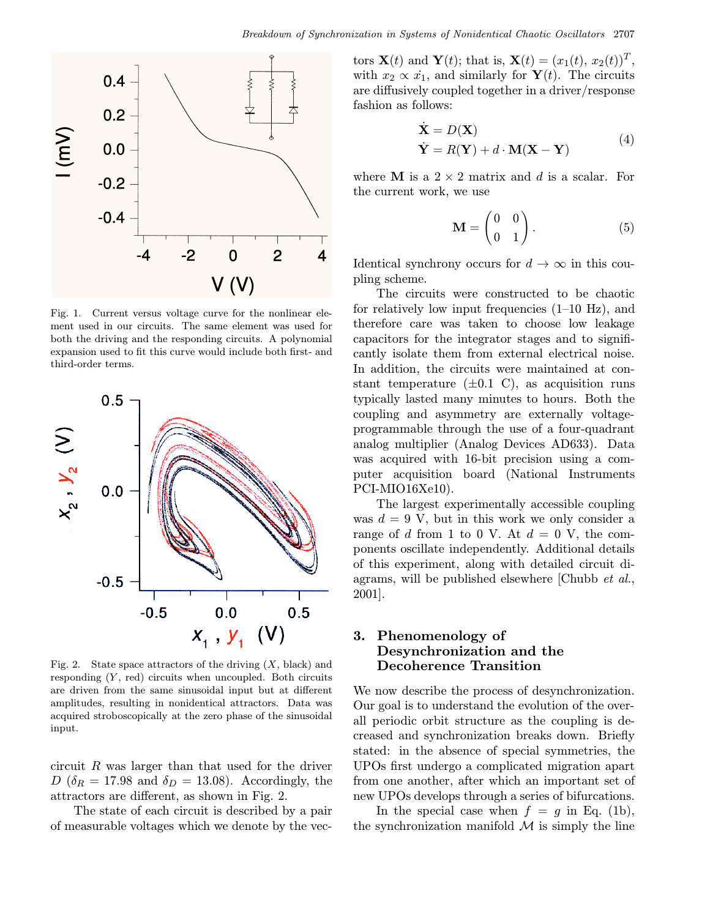Fig. 1. Current versus voltage curve for the nonlinear element used in our circuits. The same element was used for both the driving and the responding circuits. A polynomial expansion used to fit this curve would include both first- and third-order terms.

Fig. 2. State space attractors of the driving ($X$, black) and responding ($Y$, red) circuits when uncoupled. Both circuits are driven from the same sinusoidal input but at different amplitudes, resulting in nonidentical attractors. Data was acquired stroboscopically at the zero phase of the sinusoidal input.

circuit $R$ was larger than that used for the driver $D$ ($\delta_R = 17.98$ and $\delta_D = 13.08$). Accordingly, the attractors are different, as shown in Fig. 2.

The state of each circuit is described by a pair of measurable voltages which we denote by the vectors $\mathbf{X}(t)$ and $\mathbf{Y}(t)$; that is, $\mathbf{X}(t) = (x_1(t), x_2(t))^T$, with $x_2 \propto \dot{x}_1$, and similarly for $\mathbf{Y}(t)$. The circuits are diffusively coupled together in a driver/response fashion as follows:

$$
\begin{aligned}
\dot{\mathbf{X}} &= D(\mathbf{X}) \\
\dot{\mathbf{Y}} &= R(\mathbf{Y}) + d \cdot \mathbf{M}(\mathbf{X} - \mathbf{Y})
\end{aligned}
\tag{4}
$$

where $\mathbf{M}$ is a $2 \times 2$ matrix and $d$ is a scalar. For the current work, we use

$$
\mathbf{M} = \begin{pmatrix} 0 & 0 \\ 0 & 1 \end{pmatrix}. \tag{5}
$$

Identical synchrony occurs for $d \to \infty$ in this coupling scheme.

The circuits were constructed to be chaotic for relatively low input frequencies (1–10 Hz), and therefore care was taken to choose low leakage capacitors for the integrator stages and to significantly isolate them from external electrical noise. In addition, the circuits were maintained at constant temperature (±0.1 C), as acquisition runs typically lasted many minutes to hours. Both the coupling and asymmetry are externally voltage-programmable through the use of a four-quadrant analog multiplier (Analog Devices AD633). Data was acquired with 16-bit precision using a computer acquisition board (National Instruments PCI-MIO16Xe10).

The largest experimentally accessible coupling was $d = 9$ V, but in this work we only consider a range of $d$ from 1 to 0 V. At $d = 0$ V, the components oscillate independently. Additional details of this experiment, along with detailed circuit diagrams, will be published elsewhere [Chubb *et al.*, 2001].

## 3. Phenomenology of Desynchronization and the Decoherence Transition

We now describe the process of desynchronization. Our goal is to understand the evolution of the overall periodic orbit structure as the coupling is decreased and synchronization breaks down. Briefly stated: in the absence of special symmetries, the UPOs first undergo a complicated migration apart from one another, after which an important set of new UPOs develops through a series of bifurcations.

In the special case when $f = g$ in Eq. (1b), the synchronization manifold $\mathcal{M}$ is simply the line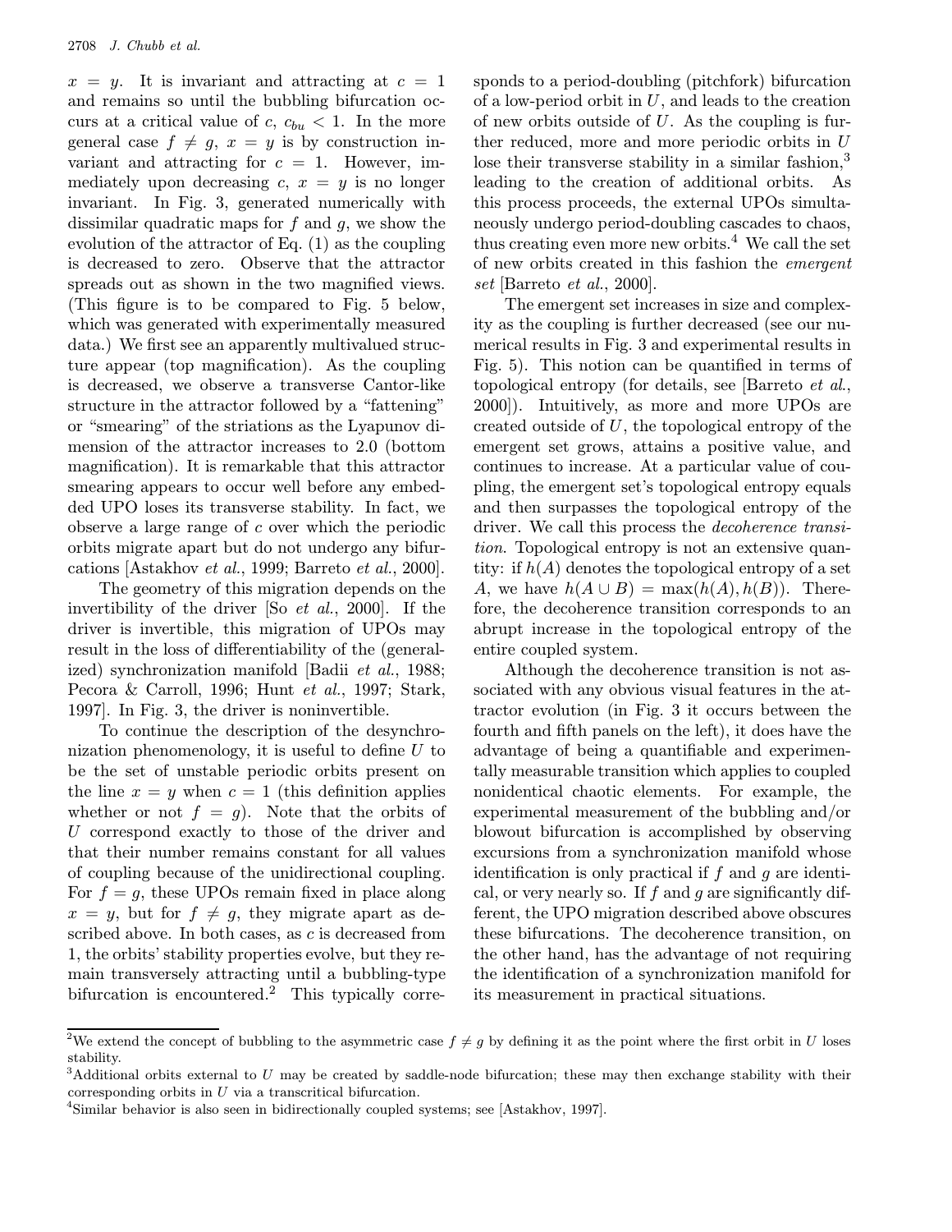$x = y$. It is invariant and attracting at $c = 1$ and remains so until the bubbling bifurcation occurs at a critical value of $c$, $c_{bu} < 1$. In the more general case $f \neq g$, $x = y$ is by construction invariant and attracting for $c = 1$. However, immediately upon decreasing $c$, $x = y$ is no longer invariant. In Fig. 3, generated numerically with dissimilar quadratic maps for $f$ and $g$, we show the evolution of the attractor of Eq. (1) as the coupling is decreased to zero. Observe that the attractor spreads out as shown in the two magnified views. (This figure is to be compared to Fig. 5 below, which was generated with experimentally measured data.) We first see an apparently multivalued structure appear (top magnification). As the coupling is decreased, we observe a transverse Cantor-like structure in the attractor followed by a "fattening" or "smearing" of the striations as the Lyapunov dimension of the attractor increases to 2.0 (bottom magnification). It is remarkable that this attractor smearing appears to occur well before any embedded UPO loses its transverse stability. In fact, we observe a large range of $c$ over which the periodic orbits migrate apart but do not undergo any bifurcations [Astakhov *et al.*, 1999; Barreto *et al.*, 2000].

The geometry of this migration depends on the invertibility of the driver [So *et al.*, 2000]. If the driver is invertible, this migration of UPOs may result in the loss of differentiability of the (generalized) synchronization manifold [Badii *et al.*, 1988; Pecora & Carroll, 1996; Hunt *et al.*, 1997; Stark, 1997]. In Fig. 3, the driver is noninvertible.

To continue the description of the desynchronization phenomenology, it is useful to define $U$ to be the set of unstable periodic orbits present on the line $x = y$ when $c = 1$ (this definition applies whether or not $f = g$). Note that the orbits of $U$ correspond exactly to those of the driver and that their number remains constant for all values of coupling because of the unidirectional coupling. For $f = g$, these UPOs remain fixed in place along $x = y$, but for $f \neq g$, they migrate apart as described above. In both cases, as $c$ is decreased from 1, the orbits' stability properties evolve, but they remain transversely attracting until a bubbling-type bifurcation is encountered.[2] This typically corresponds to a period-doubling (pitchfork) bifurcation of a low-period orbit in $U$, and leads to the creation of new orbits outside of $U$. As the coupling is further reduced, more and more periodic orbits in $U$ lose their transverse stability in a similar fashion,[3] leading to the creation of additional orbits. As this process proceeds, the external UPOs simultaneously undergo period-doubling cascades to chaos, thus creating even more new orbits.[4] We call the set of new orbits created in this fashion the *emergent set* [Barreto *et al.*, 2000].

The emergent set increases in size and complexity as the coupling is further decreased (see our numerical results in Fig. 3 and experimental results in Fig. 5). This notion can be quantified in terms of topological entropy (for details, see [Barreto *et al.*, 2000]). Intuitively, as more and more UPOs are created outside of $U$, the topological entropy of the emergent set grows, attains a positive value, and continues to increase. At a particular value of coupling, the emergent set's topological entropy equals and then surpasses the topological entropy of the driver. We call this process the *decoherence transition*. Topological entropy is not an extensive quantity: if $h(A)$ denotes the topological entropy of a set $A$, we have $h(A \cup B) = \max(h(A), h(B))$. Therefore, the decoherence transition corresponds to an abrupt increase in the topological entropy of the entire coupled system.

Although the decoherence transition is not associated with any obvious visual features in the attractor evolution (in Fig. 3 it occurs between the fourth and fifth panels on the left), it does have the advantage of being a quantifiable and experimentally measurable transition which applies to coupled nonidentical chaotic elements. For example, the experimental measurement of the bubbling and/or blowout bifurcation is accomplished by observing excursions from a synchronization manifold whose identification is only practical if $f$ and $g$ are identical, or very nearly so. If $f$ and $g$ are significantly different, the UPO migration described above obscures these bifurcations. The decoherence transition, on the other hand, has the advantage of not requiring the identification of a synchronization manifold for its measurement in practical situations.

[2] We extend the concept of bubbling to the asymmetric case $f \neq g$ by defining it as the point where the first orbit in $U$ loses stability.

[3] Additional orbits external to $U$ may be created by saddle-node bifurcation; these may then exchange stability with their corresponding orbits in $U$ via a transcritical bifurcation.

[4] Similar behavior is also seen in bidirectionally coupled systems; see [Astakhov, 1997].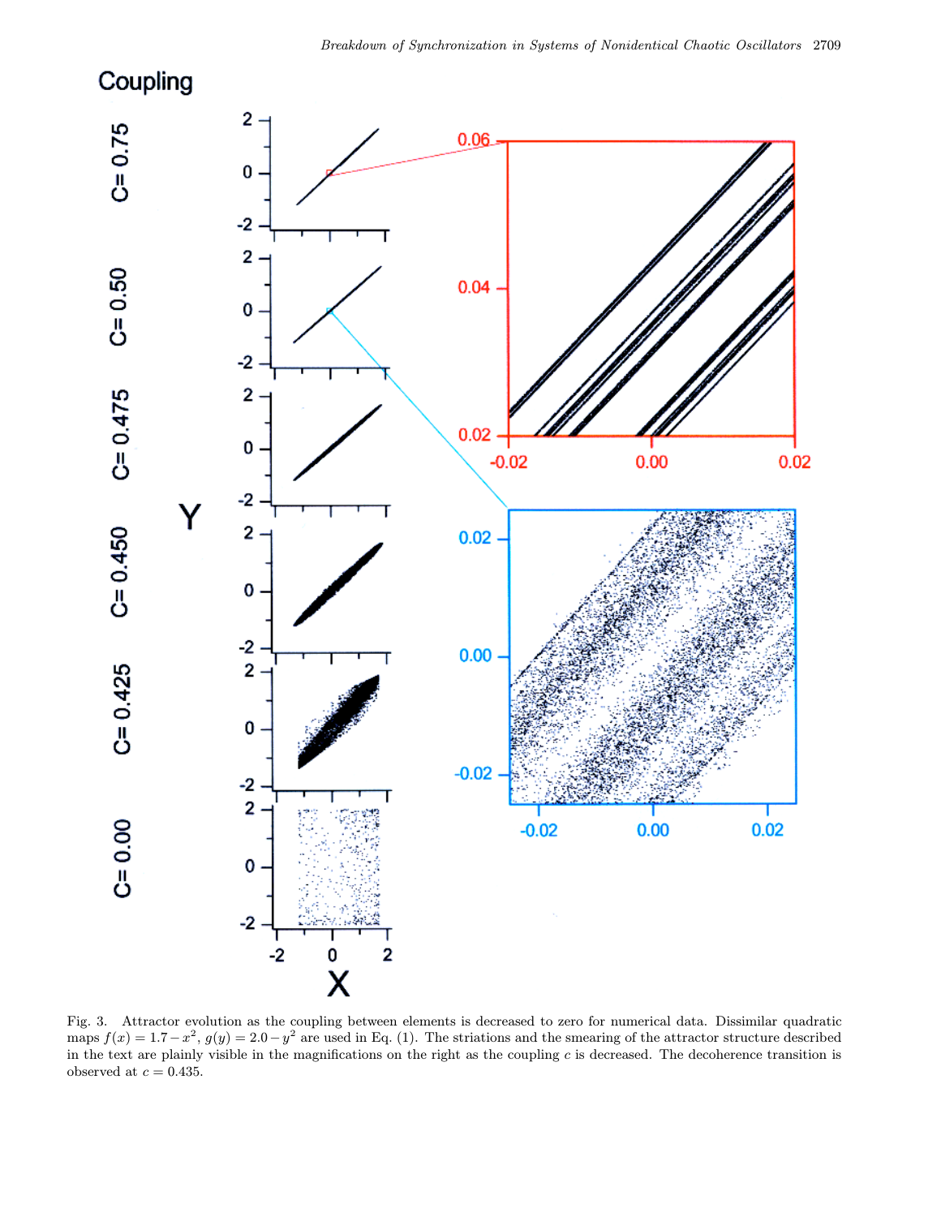Fig. 3. Attractor evolution as the coupling between elements is decreased to zero for numerical data. Dissimilar quadratic maps $f(x) = 1.7 - x^2$, $g(y) = 2.0 - y^2$ are used in Eq. (1). The striations and the smearing of the attractor structure described in the text are plainly visible in the magnifications on the right as the coupling $c$ is decreased. The decoherence transition is observed at $c = 0.435$.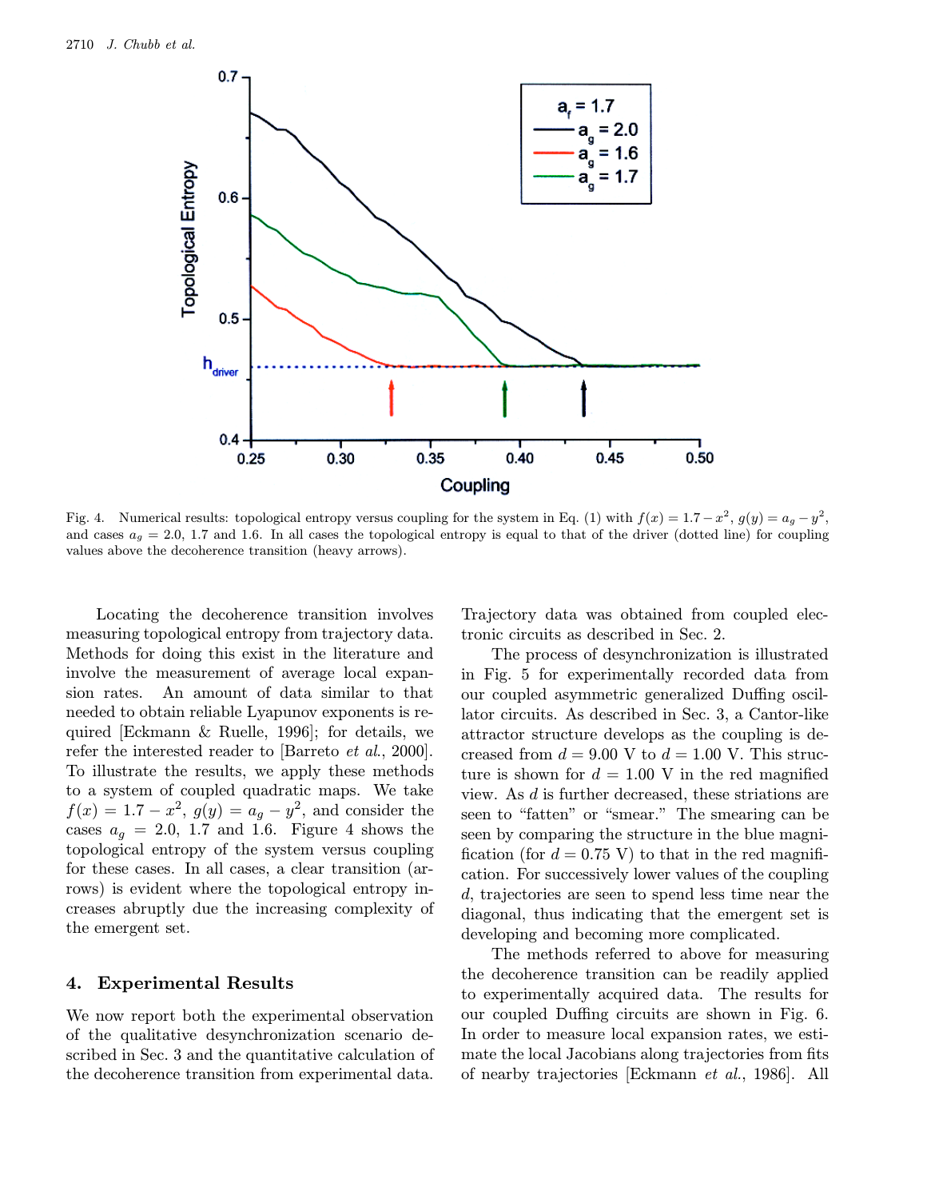Fig. 4. Numerical results: topological entropy versus coupling for the system in Eq. (1) with $f(x) = 1.7 - x^2$, $g(y) = a_g - y^2$, and cases $a_g = 2.0$, 1.7 and 1.6. In all cases the topological entropy is equal to that of the driver (dotted line) for coupling values above the decoherence transition (heavy arrows).

Locating the decoherence transition involves measuring topological entropy from trajectory data. Methods for doing this exist in the literature and involve the measurement of average local expansion rates. An amount of data similar to that needed to obtain reliable Lyapunov exponents is required [Eckmann & Ruelle, 1996]; for details, we refer the interested reader to [Barreto *et al.*, 2000]. To illustrate the results, we apply these methods to a system of coupled quadratic maps. We take $f(x) = 1.7 - x^2$, $g(y) = a_g - y^2$, and consider the cases $a_g = 2.0$, 1.7 and 1.6. Figure 4 shows the topological entropy of the system versus coupling for these cases. In all cases, a clear transition (arrows) is evident where the topological entropy increases abruptly due the increasing complexity of the emergent set.

## 4. Experimental Results

We now report both the experimental observation of the qualitative desynchronization scenario described in Sec. 3 and the quantitative calculation of the decoherence transition from experimental data. Trajectory data was obtained from coupled electronic circuits as described in Sec. 2.

The process of desynchronization is illustrated in Fig. 5 for experimentally recorded data from our coupled asymmetric generalized Duffing oscillator circuits. As described in Sec. 3, a Cantor-like attractor structure develops as the coupling is decreased from $d = 9.00$ V to $d = 1.00$ V. This structure is shown for $d = 1.00$ V in the red magnified view. As $d$ is further decreased, these striations are seen to "fatten" or "smear." The smearing can be seen by comparing the structure in the blue magnification (for $d = 0.75$ V) to that in the red magnification. For successively lower values of the coupling $d$, trajectories are seen to spend less time near the diagonal, thus indicating that the emergent set is developing and becoming more complicated.

The methods referred to above for measuring the decoherence transition can be readily applied to experimentally acquired data. The results for our coupled Duffing circuits are shown in Fig. 6. In order to measure local expansion rates, we estimate the local Jacobians along trajectories from fits of nearby trajectories [Eckmann *et al.*, 1986]. All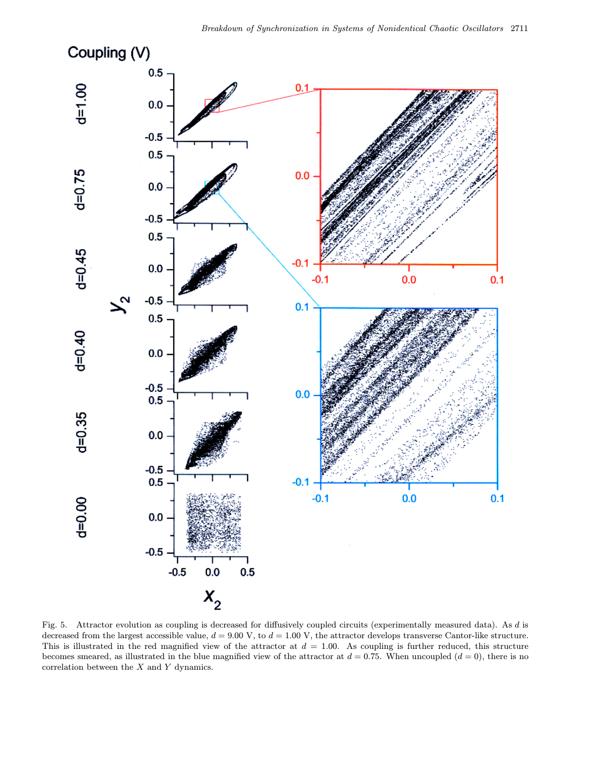Fig. 5. Attractor evolution as coupling is decreased for diffusively coupled circuits (experimentally measured data). As $d$ is decreased from the largest accessible value, $d = 9.00$ V, to $d = 1.00$ V, the attractor develops transverse Cantor-like structure. This is illustrated in the red magnified view of the attractor at $d = 1.00$. As coupling is further reduced, this structure becomes smeared, as illustrated in the blue magnified view of the attractor at $d = 0.75$. When uncoupled ($d = 0$), there is no correlation between the $X$ and $Y$ dynamics.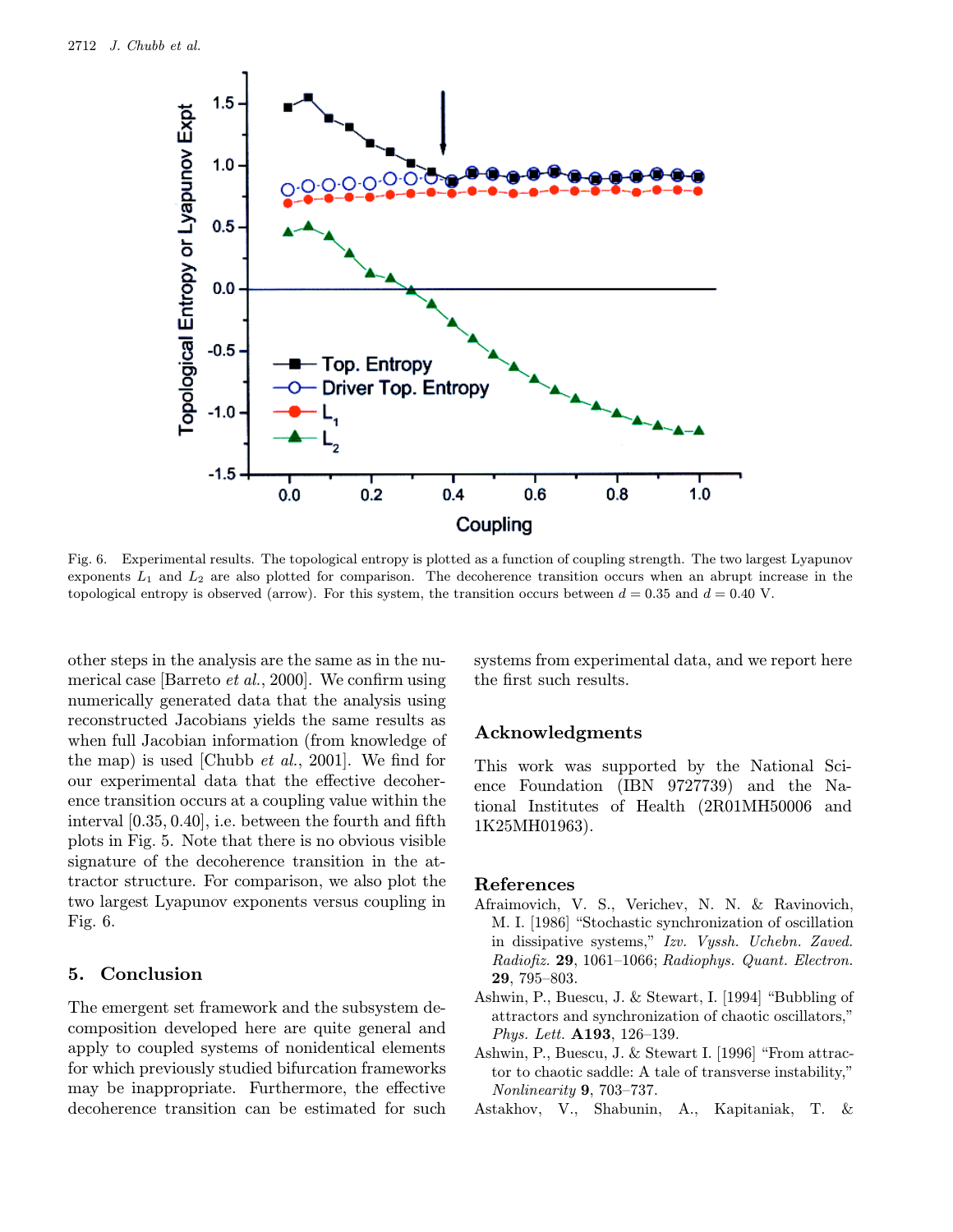Fig. 6. Experimental results. The topological entropy is plotted as a function of coupling strength. The two largest Lyapunov exponents $L_1$ and $L_2$ are also plotted for comparison. The decoherence transition occurs when an abrupt increase in the topological entropy is observed (arrow). For this system, the transition occurs between $d = 0.35$ and $d = 0.40$ V.

other steps in the analysis are the same as in the numerical case [Barreto *et al.*, 2000]. We confirm using numerically generated data that the analysis using reconstructed Jacobians yields the same results as when full Jacobian information (from knowledge of the map) is used [Chubb *et al.*, 2001]. We find for our experimental data that the effective decoherence transition occurs at a coupling value within the interval [0.35, 0.40], i.e. between the fourth and fifth plots in Fig. 5. Note that there is no obvious visible signature of the decoherence transition in the attractor structure. For comparison, we also plot the two largest Lyapunov exponents versus coupling in Fig. 6.

## 5. Conclusion

The emergent set framework and the subsystem decomposition developed here are quite general and apply to coupled systems of nonidentical elements for which previously studied bifurcation frameworks may be inappropriate. Furthermore, the effective decoherence transition can be estimated for such systems from experimental data, and we report here the first such results.

## Acknowledgments

This work was supported by the National Science Foundation (IBN 9727739) and the National Institutes of Health (2R01MH50006 and 1K25MH01963).

## References

Afraimovich, V. S., Verichev, N. N. & Ravinovich, M. I. [1986] "Stochastic synchronization of oscillation in dissipative systems," *Izv. Vyssh. Uchebn. Zaved. Radiofiz.* **29**, 1061–1066; *Radiophys. Quant. Electron.* **29**, 795–803.

Ashwin, P., Buescu, J. & Stewart, I. [1994] "Bubbling of attractors and synchronization of chaotic oscillators," *Phys. Lett.* **A193**, 126–139.

Ashwin, P., Buescu, J. & Stewart I. [1996] "From attractor to chaotic saddle: A tale of transverse instability," *Nonlinearity* **9**, 703–737.

Astakhov, V., Shabunin, A., Kapitaniak, T. &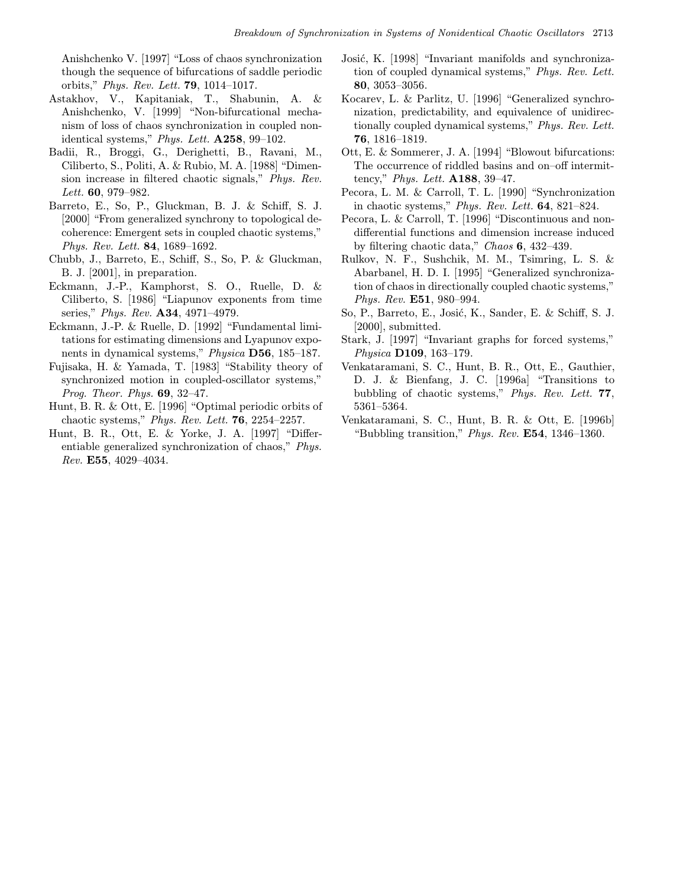Anishchenko V. [1997] "Loss of chaos synchronization though the sequence of bifurcations of saddle periodic orbits," *Phys. Rev. Lett.* **79**, 1014–1017.

Astakhov, V., Kapitaniak, T., Shabunin, A. & Anishchenko, V. [1999] "Non-bifurcational mechanism of loss of chaos synchronization in coupled nonidentical systems," *Phys. Lett.* **A258**, 99–102.

Badii, R., Broggi, G., Derighetti, B., Ravani, M., Ciliberto, S., Politi, A. & Rubio, M. A. [1988] "Dimension increase in filtered chaotic signals," *Phys. Rev. Lett.* **60**, 979–982.

Barreto, E., So, P., Gluckman, B. J. & Schiff, S. J. [2000] "From generalized synchrony to topological decoherence: Emergent sets in coupled chaotic systems," *Phys. Rev. Lett.* **84**, 1689–1692.

Chubb, J., Barreto, E., Schiff, S., So, P. & Gluckman, B. J. [2001], in preparation.

Eckmann, J.-P., Kamphorst, S. O., Ruelle, D. & Ciliberto, S. [1986] "Liapunov exponents from time series," *Phys. Rev.* **A34**, 4971–4979.

Eckmann, J.-P. & Ruelle, D. [1992] "Fundamental limitations for estimating dimensions and Lyapunov exponents in dynamical systems," *Physica* **D56**, 185–187.

Fujisaka, H. & Yamada, T. [1983] "Stability theory of synchronized motion in coupled-oscillator systems," *Prog. Theor. Phys.* **69**, 32–47.

Hunt, B. R. & Ott, E. [1996] "Optimal periodic orbits of chaotic systems," *Phys. Rev. Lett.* **76**, 2254–2257.

Hunt, B. R., Ott, E. & Yorke, J. A. [1997] "Differentiable generalized synchronization of chaos," *Phys. Rev.* **E55**, 4029–4034.

Josić, K. [1998] "Invariant manifolds and synchronization of coupled dynamical systems," *Phys. Rev. Lett.* **80**, 3053–3056.

Kocarev, L. & Parlitz, U. [1996] "Generalized synchronization, predictability, and equivalence of unidirectionally coupled dynamical systems," *Phys. Rev. Lett.* **76**, 1816–1819.

Ott, E. & Sommerer, J. A. [1994] "Blowout bifurcations: The occurrence of riddled basins and on–off intermittency," *Phys. Lett.* **A188**, 39–47.

Pecora, L. M. & Carroll, T. L. [1990] "Synchronization in chaotic systems," *Phys. Rev. Lett.* **64**, 821–824.

Pecora, L. & Carroll, T. [1996] "Discontinuous and nondifferential functions and dimension increase induced by filtering chaotic data," *Chaos* **6**, 432–439.

Rulkov, N. F., Sushchik, M. M., Tsimring, L. S. & Abarbanel, H. D. I. [1995] "Generalized synchronization of chaos in directionally coupled chaotic systems," *Phys. Rev.* **E51**, 980–994.

So, P., Barreto, E., Josić, K., Sander, E. & Schiff, S. J. [2000], submitted.

Stark, J. [1997] "Invariant graphs for forced systems," *Physica* **D109**, 163–179.

Venkataramani, S. C., Hunt, B. R., Ott, E., Gauthier, D. J. & Bienfang, J. C. [1996a] "Transitions to bubbling of chaotic systems," *Phys. Rev. Lett.* **77**, 5361–5364.

Venkataramani, S. C., Hunt, B. R. & Ott, E. [1996b] "Bubbling transition," *Phys. Rev.* **E54**, 1346–1360.